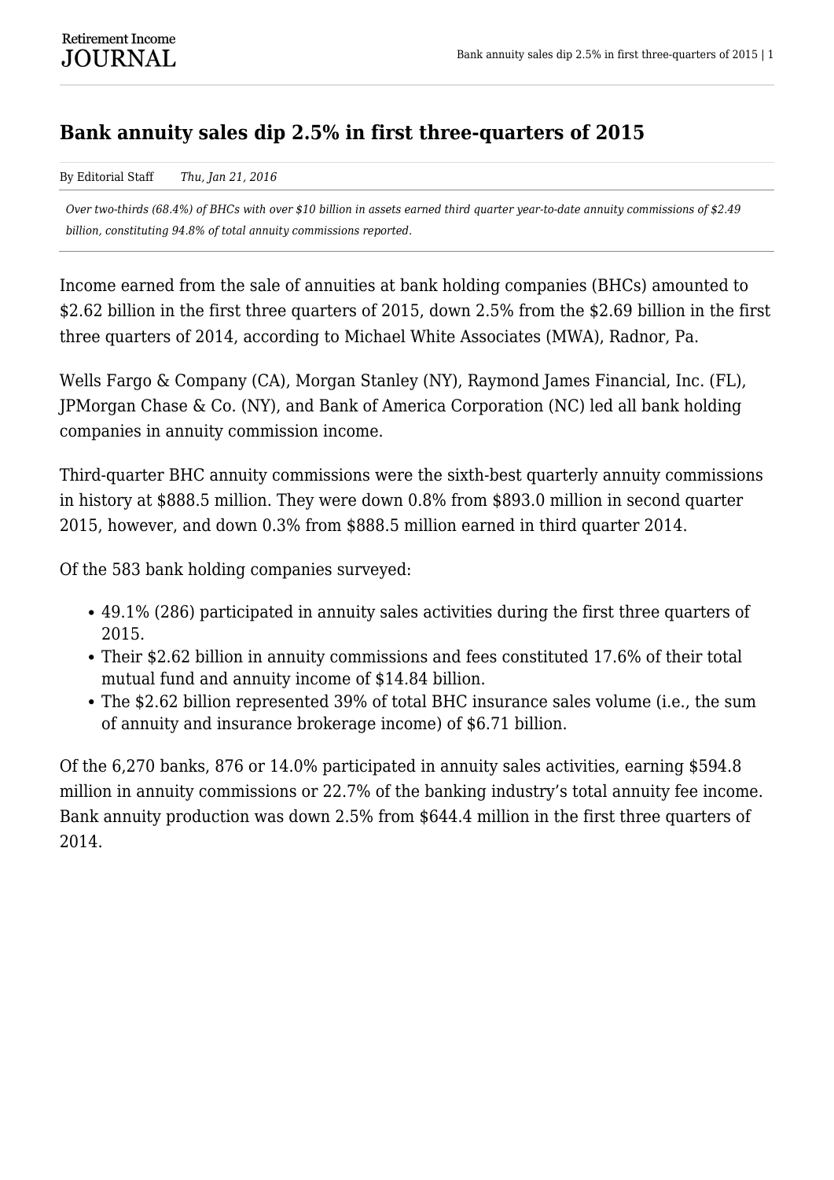# Bank annuity sales dip 2.5% in first three-quarters of 2015

By Editorial Staff *Thu, Jan 21, 2016*

*Over two-thirds (68.4%) of BHCs with over $10 billion in assets earned third quarter year-to-date annuity commissions of $2.49 billion, constituting 94.8% of total annuity commissions reported.*

Income earned from the sale of annuities at bank holding companies (BHCs) amounted to $2.62 billion in the first three quarters of 2015, down 2.5% from the $2.69 billion in the first three quarters of 2014, according to Michael White Associates (MWA), Radnor, Pa.

Wells Fargo & Company (CA), Morgan Stanley (NY), Raymond James Financial, Inc. (FL), JPMorgan Chase & Co. (NY), and Bank of America Corporation (NC) led all bank holding companies in annuity commission income.

Third-quarter BHC annuity commissions were the sixth-best quarterly annuity commissions in history at $888.5 million. They were down 0.8% from $893.0 million in second quarter 2015, however, and down 0.3% from $888.5 million earned in third quarter 2014.

Of the 583 bank holding companies surveyed:

- 49.1% (286) participated in annuity sales activities during the first three quarters of 2015.
- Their $2.62 billion in annuity commissions and fees constituted 17.6% of their total mutual fund and annuity income of $14.84 billion.
- The $2.62 billion represented 39% of total BHC insurance sales volume (i.e., the sum of annuity and insurance brokerage income) of $6.71 billion.

Of the 6,270 banks, 876 or 14.0% participated in annuity sales activities, earning $594.8 million in annuity commissions or 22.7% of the banking industry's total annuity fee income. Bank annuity production was down 2.5% from $644.4 million in the first three quarters of 2014.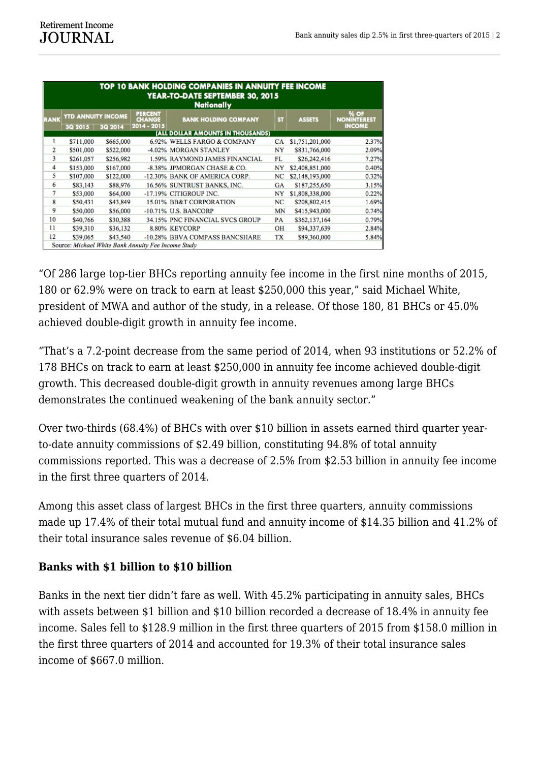| TOP 10 BANK HOLDING COMPANIES IN ANNUITY FEE INCOME YEAR-TO-DATE SEPTEMBER 30, 2015 Nationally | | | | | | | |
|---|---|---|---|---|---|---|---|
| RANK | YTD ANNUITY INCOME | | PERCENT CHANGE | BANK HOLDING COMPANY | ST | ASSETS | % OF NONINTEREST INCOME |
| | 3Q 2015 | 3Q 2014 | 2014 - 2015 | (ALL DOLLAR AMOUNTS IN THOUSANDS) | | | |
| 1 | $711,000 | $665,000 | 6.92% | WELLS FARGO & COMPANY | CA | $1,751,201,000 | 2.37% |
| 2 | $501,000 | $522,000 | -4.02% | MORGAN STANLEY | NY | $831,766,000 | 2.09% |
| 3 | $261,057 | $256,982 | 1.59% | RAYMOND JAMES FINANCIAL | FL | $26,242,416 | 7.27% |
| 4 | $153,000 | $167,000 | -8.38% | JPMORGAN CHASE & CO. | NY | $2,408,851,000 | 0.40% |
| 5 | $107,000 | $122,000 | -12.30% | BANK OF AMERICA CORP. | NC | $2,148,193,000 | 0.32% |
| 6 | $83,143 | $88,976 | 16.56% | SUNTRUST BANKS, INC. | GA | $187,255,650 | 3.15% |
| 7 | $53,000 | $64,000 | -17.19% | CITIGROUP INC. | NY | $1,808,338,000 | 0.22% |
| 8 | $50,431 | $43,849 | 15.01% | BB&T CORPORATION | NC | $208,802,415 | 1.69% |
| 9 | $50,000 | $56,000 | -10.71% | U.S. BANCORP | MN | $415,943,000 | 0.74% |
| 10 | $40,766 | $30,388 | 34.15% | PNC FINANCIAL SVCS GROUP | PA | $362,137,164 | 0.79% |
| 11 | $39,310 | $36,132 | 8.80% | KEYCORP | OH | $94,337,639 | 2.84% |
| 12 | $39,065 | $43,540 | -10.28% | BBVA COMPASS BANCSHARE | TX | $89,360,000 | 5.84% |

Source: *Michael White Bank Annuity Fee Income Study*

"Of 286 large top-tier BHCs reporting annuity fee income in the first nine months of 2015, 180 or 62.9% were on track to earn at least $250,000 this year," said Michael White, president of MWA and author of the study, in a release. Of those 180, 81 BHCs or 45.0% achieved double-digit growth in annuity fee income.

"That's a 7.2-point decrease from the same period of 2014, when 93 institutions or 52.2% of 178 BHCs on track to earn at least $250,000 in annuity fee income achieved double-digit growth. This decreased double-digit growth in annuity revenues among large BHCs demonstrates the continued weakening of the bank annuity sector."

Over two-thirds (68.4%) of BHCs with over $10 billion in assets earned third quarter year-to-date annuity commissions of $2.49 billion, constituting 94.8% of total annuity commissions reported. This was a decrease of 2.5% from $2.53 billion in annuity fee income in the first three quarters of 2014.

Among this asset class of largest BHCs in the first three quarters, annuity commissions made up 17.4% of their total mutual fund and annuity income of $14.35 billion and 41.2% of their total insurance sales revenue of $6.04 billion.

**Banks with $1 billion to $10 billion**

Banks in the next tier didn't fare as well. With 45.2% participating in annuity sales, BHCs with assets between $1 billion and $10 billion recorded a decrease of 18.4% in annuity fee income. Sales fell to $128.9 million in the first three quarters of 2015 from $158.0 million in the first three quarters of 2014 and accounted for 19.3% of their total insurance sales income of $667.0 million.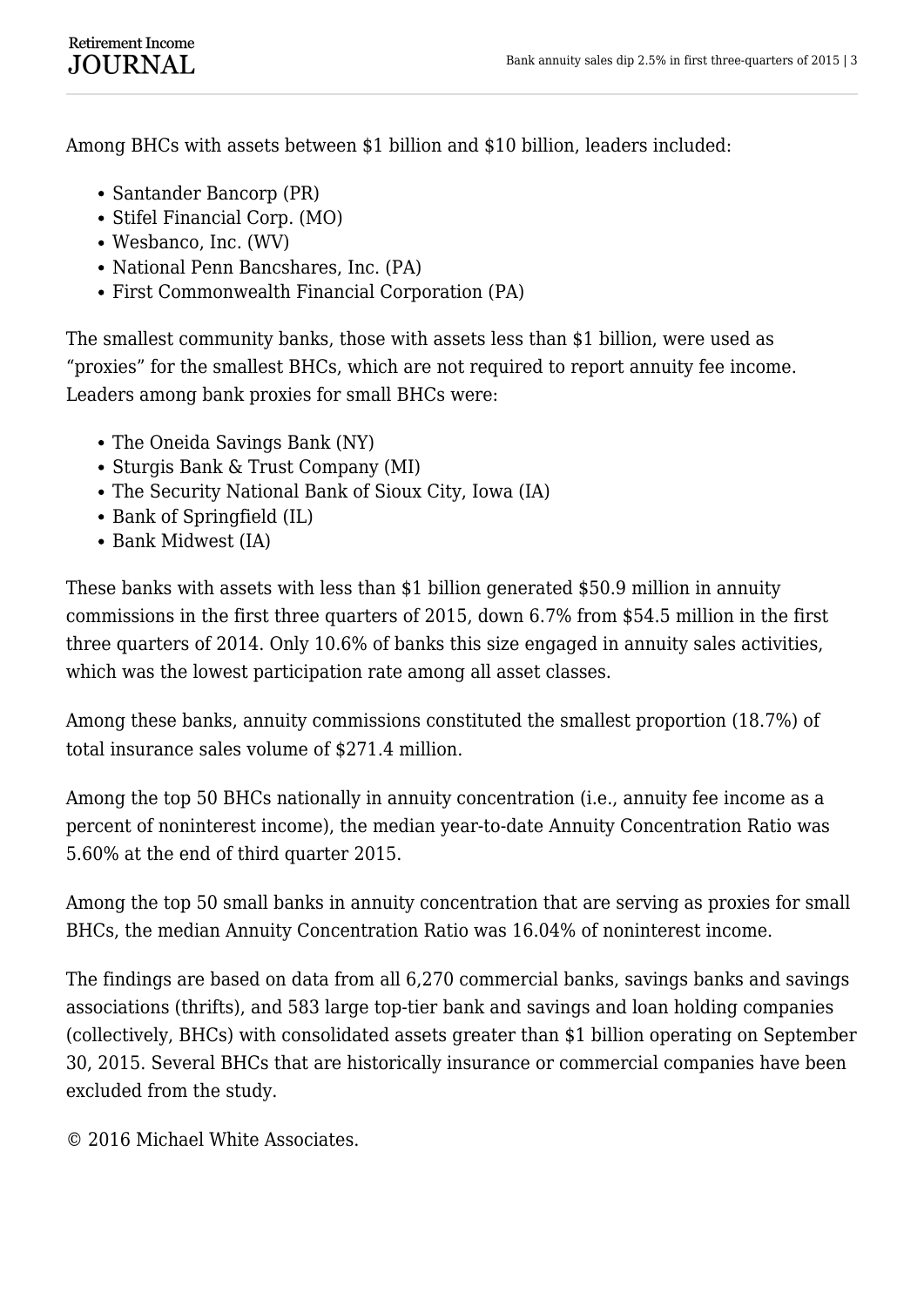Among BHCs with assets between $1 billion and $10 billion, leaders included:

- Santander Bancorp (PR)
- Stifel Financial Corp. (MO)
- Wesbanco, Inc. (WV)
- National Penn Bancshares, Inc. (PA)
- First Commonwealth Financial Corporation (PA)

The smallest community banks, those with assets less than $1 billion, were used as "proxies" for the smallest BHCs, which are not required to report annuity fee income. Leaders among bank proxies for small BHCs were:

- The Oneida Savings Bank (NY)
- Sturgis Bank & Trust Company (MI)
- The Security National Bank of Sioux City, Iowa (IA)
- Bank of Springfield (IL)
- Bank Midwest (IA)

These banks with assets with less than $1 billion generated $50.9 million in annuity commissions in the first three quarters of 2015, down 6.7% from $54.5 million in the first three quarters of 2014. Only 10.6% of banks this size engaged in annuity sales activities, which was the lowest participation rate among all asset classes.

Among these banks, annuity commissions constituted the smallest proportion (18.7%) of total insurance sales volume of $271.4 million.

Among the top 50 BHCs nationally in annuity concentration (i.e., annuity fee income as a percent of noninterest income), the median year-to-date Annuity Concentration Ratio was 5.60% at the end of third quarter 2015.

Among the top 50 small banks in annuity concentration that are serving as proxies for small BHCs, the median Annuity Concentration Ratio was 16.04% of noninterest income.

The findings are based on data from all 6,270 commercial banks, savings banks and savings associations (thrifts), and 583 large top-tier bank and savings and loan holding companies (collectively, BHCs) with consolidated assets greater than $1 billion operating on September 30, 2015. Several BHCs that are historically insurance or commercial companies have been excluded from the study.

© 2016 Michael White Associates.